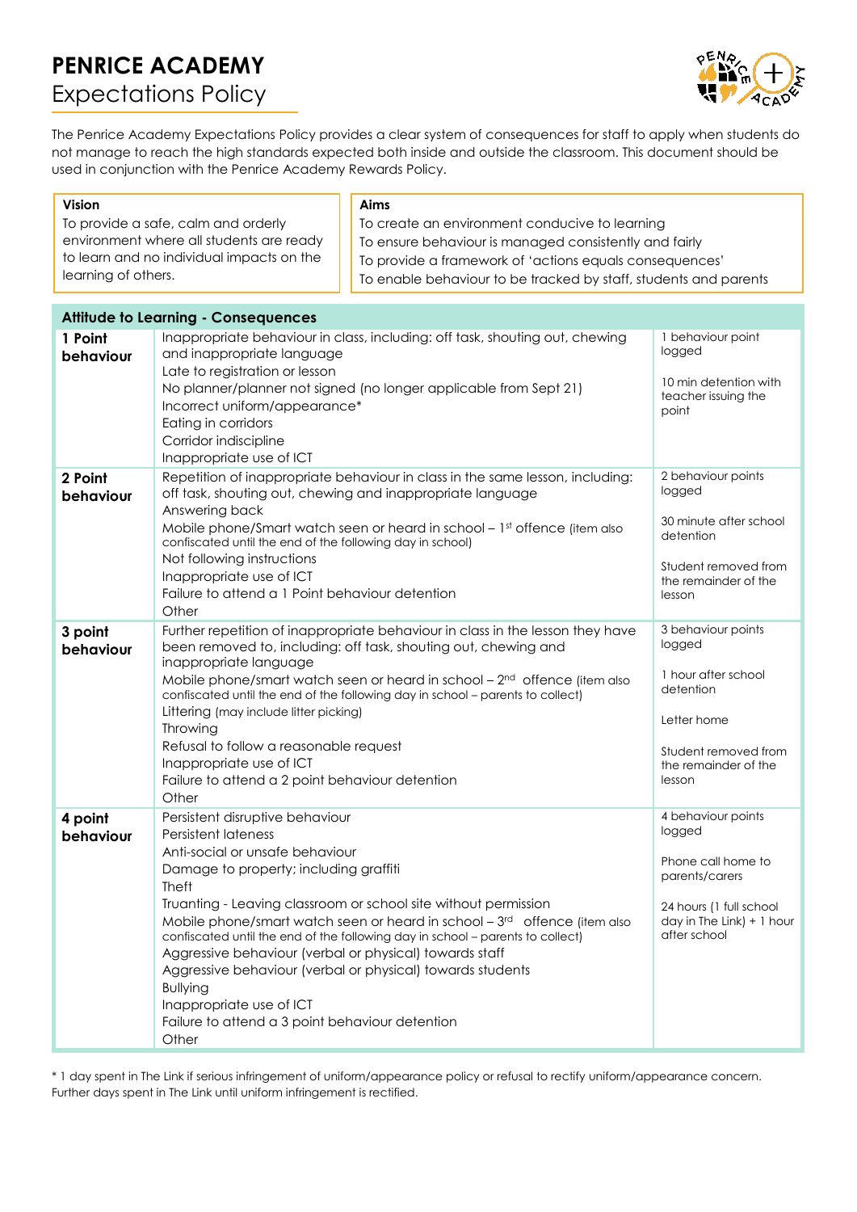# PENRICE ACADEMY

## Expectations Policy

The Penrice Academy Expectations Policy provides a clear system of consequences for staff to apply when students do not manage to reach the high standards expected both inside and outside the classroom. This document should be used in conjunction with the Penrice Academy Rewards Policy.

| Vision | Aims |
|---|---|
| To provide a safe, calm and orderly environment where all students are ready to learn and no individual impacts on the learning of others. | To create an environment conducive to learning<br>To ensure behaviour is managed consistently and fairly<br>To provide a framework of 'actions equals consequences'<br>To enable behaviour to be tracked by staff, students and parents |

| Attitude to Learning - Consequences | | |
|---|---|---|
| **1 Point behaviour** | Inappropriate behaviour in class, including: off task, shouting out, chewing and inappropriate language<br>Late to registration or lesson<br>No planner/planner not signed (no longer applicable from Sept 21)<br>Incorrect uniform/appearance*<br>Eating in corridors<br>Corridor indiscipline<br>Inappropriate use of ICT | 1 behaviour point logged<br><br>10 min detention with teacher issuing the point |
| **2 Point behaviour** | Repetition of inappropriate behaviour in class in the same lesson, including: off task, shouting out, chewing and inappropriate language<br>Answering back<br>Mobile phone/Smart watch seen or heard in school – 1st offence (item also confiscated until the end of the following day in school)<br>Not following instructions<br>Inappropriate use of ICT<br>Failure to attend a 1 Point behaviour detention<br>Other | 2 behaviour points logged<br><br>30 minute after school detention<br><br>Student removed from the remainder of the lesson |
| **3 point behaviour** | Further repetition of inappropriate behaviour in class in the lesson they have been removed to, including: off task, shouting out, chewing and inappropriate language<br>Mobile phone/smart watch seen or heard in school – 2nd offence (item also confiscated until the end of the following day in school – parents to collect)<br>Littering (may include litter picking)<br>Throwing<br>Refusal to follow a reasonable request<br>Inappropriate use of ICT<br>Failure to attend a 2 point behaviour detention<br>Other | 3 behaviour points logged<br><br>1 hour after school detention<br><br>Letter home<br><br>Student removed from the remainder of the lesson |
| **4 point behaviour** | Persistent disruptive behaviour<br>Persistent lateness<br>Anti-social or unsafe behaviour<br>Damage to property; including graffiti<br>Theft<br>Truanting - Leaving classroom or school site without permission<br>Mobile phone/smart watch seen or heard in school – 3rd offence (item also confiscated until the end of the following day in school – parents to collect)<br>Aggressive behaviour (verbal or physical) towards staff<br>Aggressive behaviour (verbal or physical) towards students<br>Bullying<br>Inappropriate use of ICT<br>Failure to attend a 3 point behaviour detention<br>Other | 4 behaviour points logged<br><br>Phone call home to parents/carers<br><br>24 hours (1 full school day in The Link) + 1 hour after school |

* 1 day spent in The Link if serious infringement of uniform/appearance policy or refusal to rectify uniform/appearance concern. Further days spent in The Link until uniform infringement is rectified.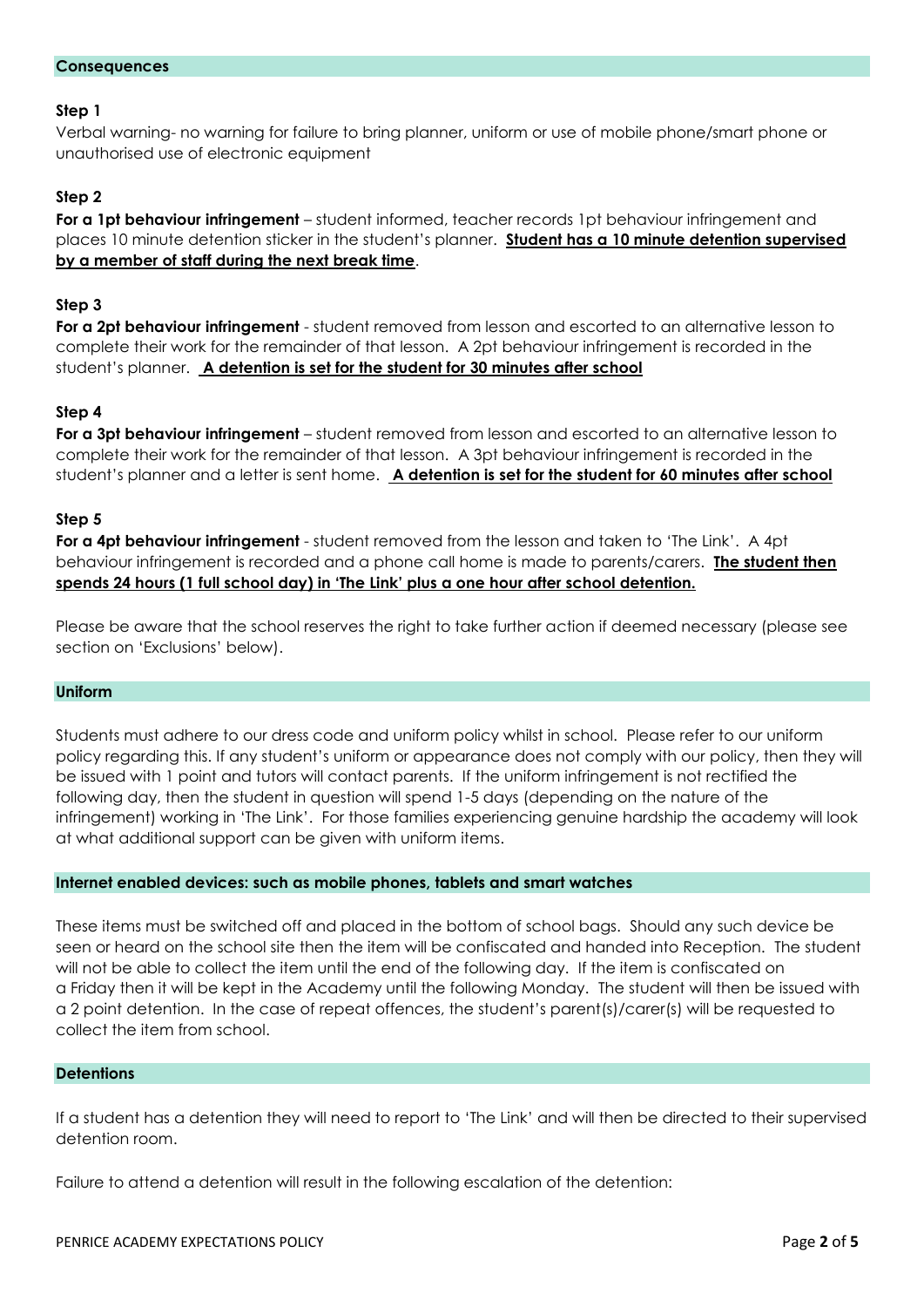## Consequences

### Step 1

Verbal warning- no warning for failure to bring planner, uniform or use of mobile phone/smart phone or unauthorised use of electronic equipment

### Step 2

**For a 1pt behaviour infringement** – student informed, teacher records 1pt behaviour infringement and places 10 minute detention sticker in the student's planner. **Student has a 10 minute detention supervised by a member of staff during the next break time**.

### Step 3

**For a 2pt behaviour infringement** - student removed from lesson and escorted to an alternative lesson to complete their work for the remainder of that lesson. A 2pt behaviour infringement is recorded in the student's planner. **A detention is set for the student for 30 minutes after school**

### Step 4

**For a 3pt behaviour infringement** – student removed from lesson and escorted to an alternative lesson to complete their work for the remainder of that lesson. A 3pt behaviour infringement is recorded in the student's planner and a letter is sent home. **A detention is set for the student for 60 minutes after school**

### Step 5

**For a 4pt behaviour infringement** - student removed from the lesson and taken to 'The Link'. A 4pt behaviour infringement is recorded and a phone call home is made to parents/carers. **The student then spends 24 hours (1 full school day) in 'The Link' plus a one hour after school detention.**

Please be aware that the school reserves the right to take further action if deemed necessary (please see section on 'Exclusions' below).

## Uniform

Students must adhere to our dress code and uniform policy whilst in school. Please refer to our uniform policy regarding this. If any student's uniform or appearance does not comply with our policy, then they will be issued with 1 point and tutors will contact parents. If the uniform infringement is not rectified the following day, then the student in question will spend 1-5 days (depending on the nature of the infringement) working in 'The Link'. For those families experiencing genuine hardship the academy will look at what additional support can be given with uniform items.

## Internet enabled devices: such as mobile phones, tablets and smart watches

These items must be switched off and placed in the bottom of school bags. Should any such device be seen or heard on the school site then the item will be confiscated and handed into Reception. The student will not be able to collect the item until the end of the following day. If the item is confiscated on a Friday then it will be kept in the Academy until the following Monday. The student will then be issued with a 2 point detention. In the case of repeat offences, the student's parent(s)/carer(s) will be requested to collect the item from school.

## Detentions

If a student has a detention they will need to report to 'The Link' and will then be directed to their supervised detention room.

Failure to attend a detention will result in the following escalation of the detention: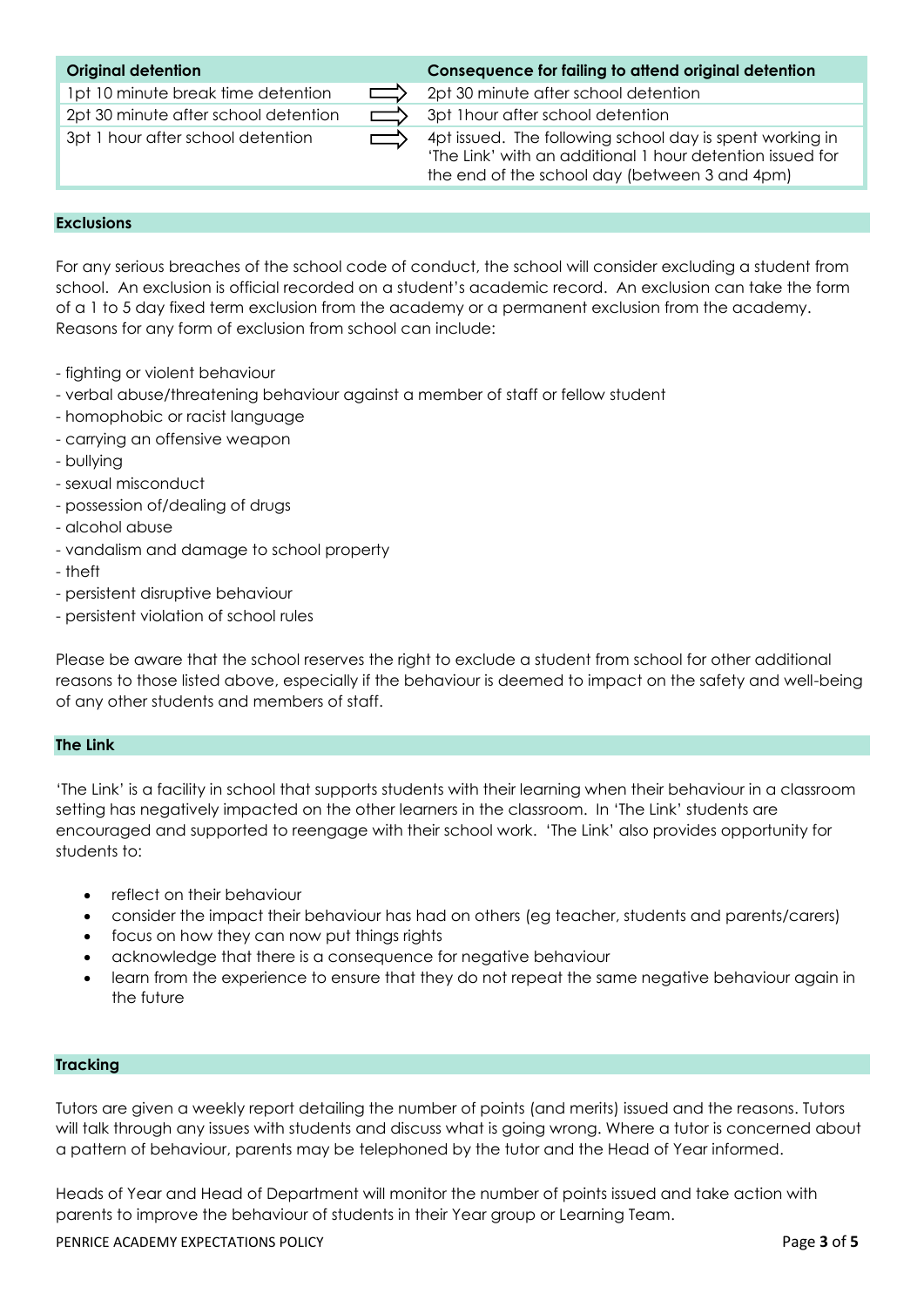| Original detention | | Consequence for failing to attend original detention |
|---|---|---|
| 1pt 10 minute break time detention | ⇨ | 2pt 30 minute after school detention |
| 2pt 30 minute after school detention | ⇨ | 3pt 1hour after school detention |
| 3pt 1 hour after school detention | ⇨ | 4pt issued. The following school day is spent working in 'The Link' with an additional 1 hour detention issued for the end of the school day (between 3 and 4pm) |

## Exclusions

For any serious breaches of the school code of conduct, the school will consider excluding a student from school. An exclusion is official recorded on a student's academic record. An exclusion can take the form of a 1 to 5 day fixed term exclusion from the academy or a permanent exclusion from the academy. Reasons for any form of exclusion from school can include:

- fighting or violent behaviour
- verbal abuse/threatening behaviour against a member of staff or fellow student
- homophobic or racist language
- carrying an offensive weapon
- bullying
- sexual misconduct
- possession of/dealing of drugs
- alcohol abuse
- vandalism and damage to school property
- theft
- persistent disruptive behaviour
- persistent violation of school rules

Please be aware that the school reserves the right to exclude a student from school for other additional reasons to those listed above, especially if the behaviour is deemed to impact on the safety and well-being of any other students and members of staff.

## The Link

'The Link' is a facility in school that supports students with their learning when their behaviour in a classroom setting has negatively impacted on the other learners in the classroom. In 'The Link' students are encouraged and supported to reengage with their school work. 'The Link' also provides opportunity for students to:

- reflect on their behaviour
- consider the impact their behaviour has had on others (eg teacher, students and parents/carers)
- focus on how they can now put things rights
- acknowledge that there is a consequence for negative behaviour
- learn from the experience to ensure that they do not repeat the same negative behaviour again in the future

## Tracking

Tutors are given a weekly report detailing the number of points (and merits) issued and the reasons. Tutors will talk through any issues with students and discuss what is going wrong. Where a tutor is concerned about a pattern of behaviour, parents may be telephoned by the tutor and the Head of Year informed.

Heads of Year and Head of Department will monitor the number of points issued and take action with parents to improve the behaviour of students in their Year group or Learning Team.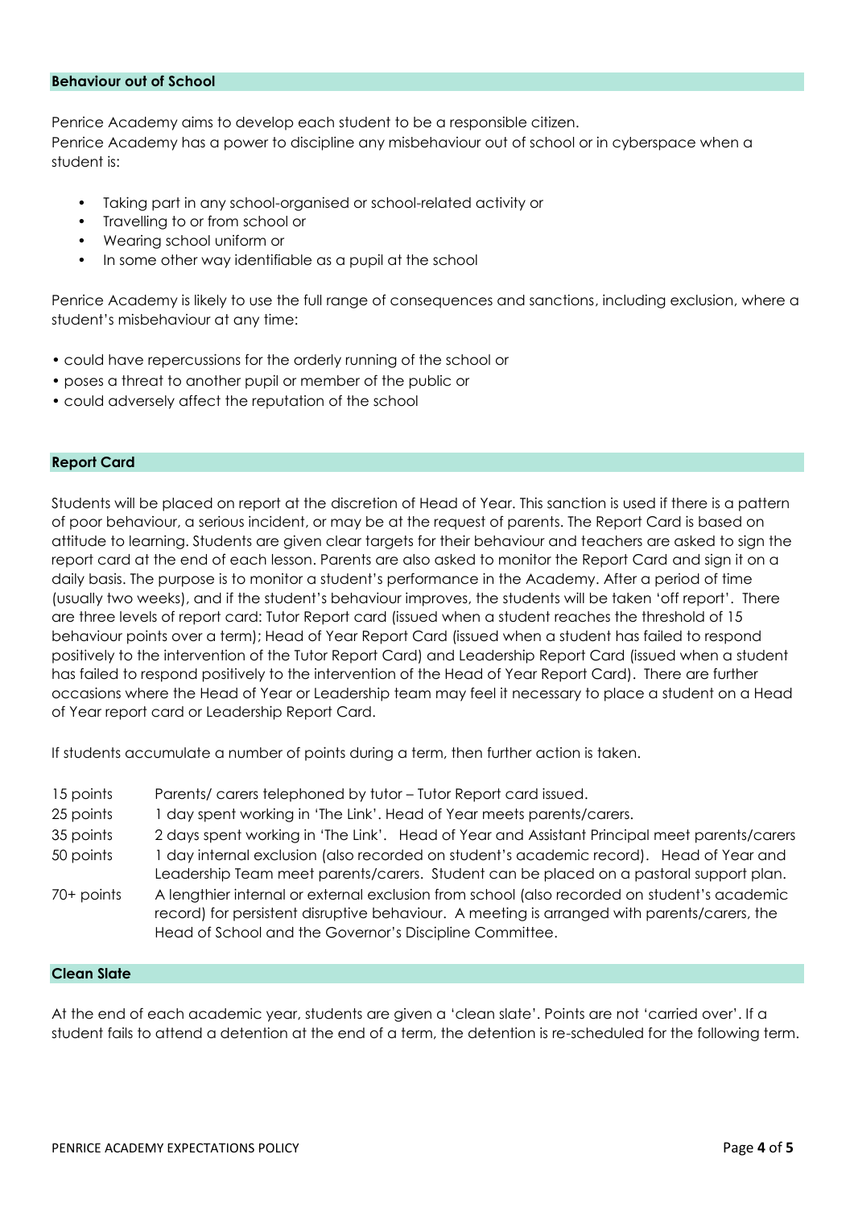## Behaviour out of School

Penrice Academy aims to develop each student to be a responsible citizen.
Penrice Academy has a power to discipline any misbehaviour out of school or in cyberspace when a student is:

- Taking part in any school-organised or school-related activity or
- Travelling to or from school or
- Wearing school uniform or
- In some other way identifiable as a pupil at the school

Penrice Academy is likely to use the full range of consequences and sanctions, including exclusion, where a student's misbehaviour at any time:

- could have repercussions for the orderly running of the school or
- poses a threat to another pupil or member of the public or
- could adversely affect the reputation of the school

## Report Card

Students will be placed on report at the discretion of Head of Year. This sanction is used if there is a pattern of poor behaviour, a serious incident, or may be at the request of parents. The Report Card is based on attitude to learning. Students are given clear targets for their behaviour and teachers are asked to sign the report card at the end of each lesson. Parents are also asked to monitor the Report Card and sign it on a daily basis. The purpose is to monitor a student's performance in the Academy. After a period of time (usually two weeks), and if the student's behaviour improves, the students will be taken 'off report'. There are three levels of report card: Tutor Report card (issued when a student reaches the threshold of 15 behaviour points over a term); Head of Year Report Card (issued when a student has failed to respond positively to the intervention of the Tutor Report Card) and Leadership Report Card (issued when a student has failed to respond positively to the intervention of the Head of Year Report Card). There are further occasions where the Head of Year or Leadership team may feel it necessary to place a student on a Head of Year report card or Leadership Report Card.

If students accumulate a number of points during a term, then further action is taken.

| | |
|---|---|
| 15 points | Parents/ carers telephoned by tutor – Tutor Report card issued. |
| 25 points | 1 day spent working in 'The Link'. Head of Year meets parents/carers. |
| 35 points | 2 days spent working in 'The Link'. Head of Year and Assistant Principal meet parents/carers |
| 50 points | 1 day internal exclusion (also recorded on student's academic record). Head of Year and Leadership Team meet parents/carers. Student can be placed on a pastoral support plan. |
| 70+ points | A lengthier internal or external exclusion from school (also recorded on student's academic record) for persistent disruptive behaviour. A meeting is arranged with parents/carers, the Head of School and the Governor's Discipline Committee. |

## Clean Slate

At the end of each academic year, students are given a 'clean slate'. Points are not 'carried over'. If a student fails to attend a detention at the end of a term, the detention is re-scheduled for the following term.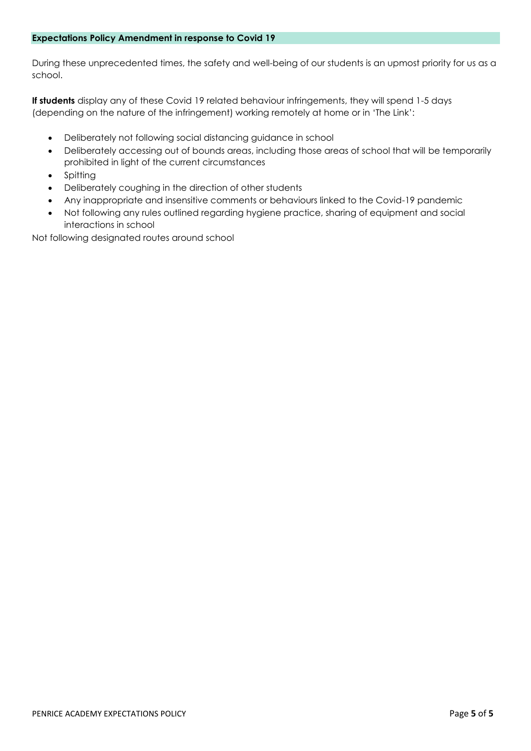## Expectations Policy Amendment in response to Covid 19

During these unprecedented times, the safety and well-being of our students is an upmost priority for us as a school.

**If students** display any of these Covid 19 related behaviour infringements, they will spend 1-5 days (depending on the nature of the infringement) working remotely at home or in 'The Link':

- Deliberately not following social distancing guidance in school
- Deliberately accessing out of bounds areas, including those areas of school that will be temporarily prohibited in light of the current circumstances
- Spitting
- Deliberately coughing in the direction of other students
- Any inappropriate and insensitive comments or behaviours linked to the Covid-19 pandemic
- Not following any rules outlined regarding hygiene practice, sharing of equipment and social interactions in school

Not following designated routes around school